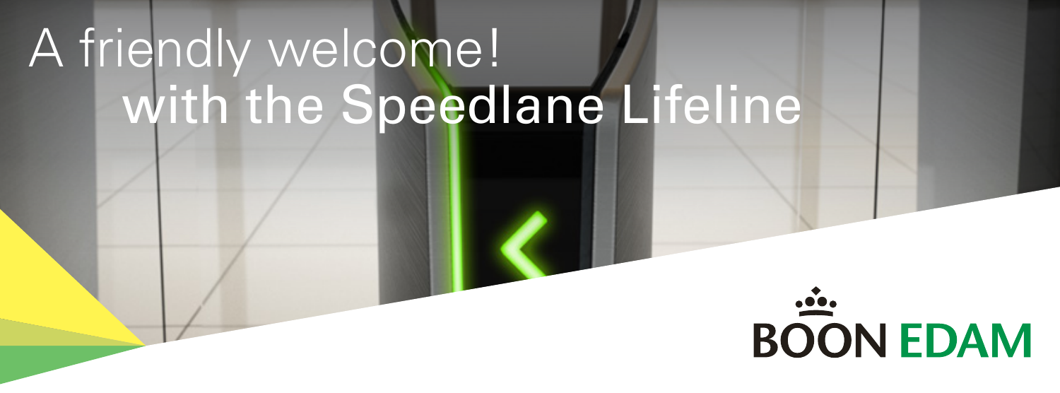# A friendly welcome!
# with the Speedlane Lifeline

BOON EDAM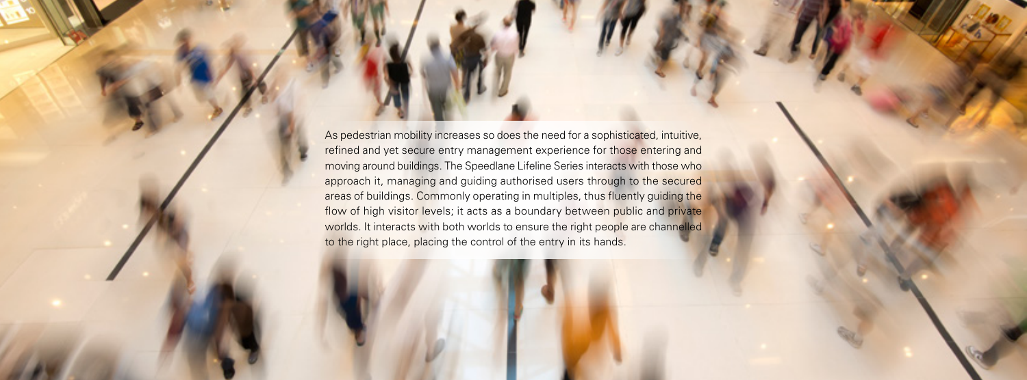As pedestrian mobility increases so does the need for a sophisticated, intuitive, refined and yet secure entry management experience for those entering and moving around buildings. The Speedlane Lifeline Series interacts with those who approach it, managing and guiding authorised users through to the secured areas of buildings. Commonly operating in multiples, thus fluently guiding the flow of high visitor levels; it acts as a boundary between public and private worlds. It interacts with both worlds to ensure the right people are channelled to the right place, placing the control of the entry in its hands.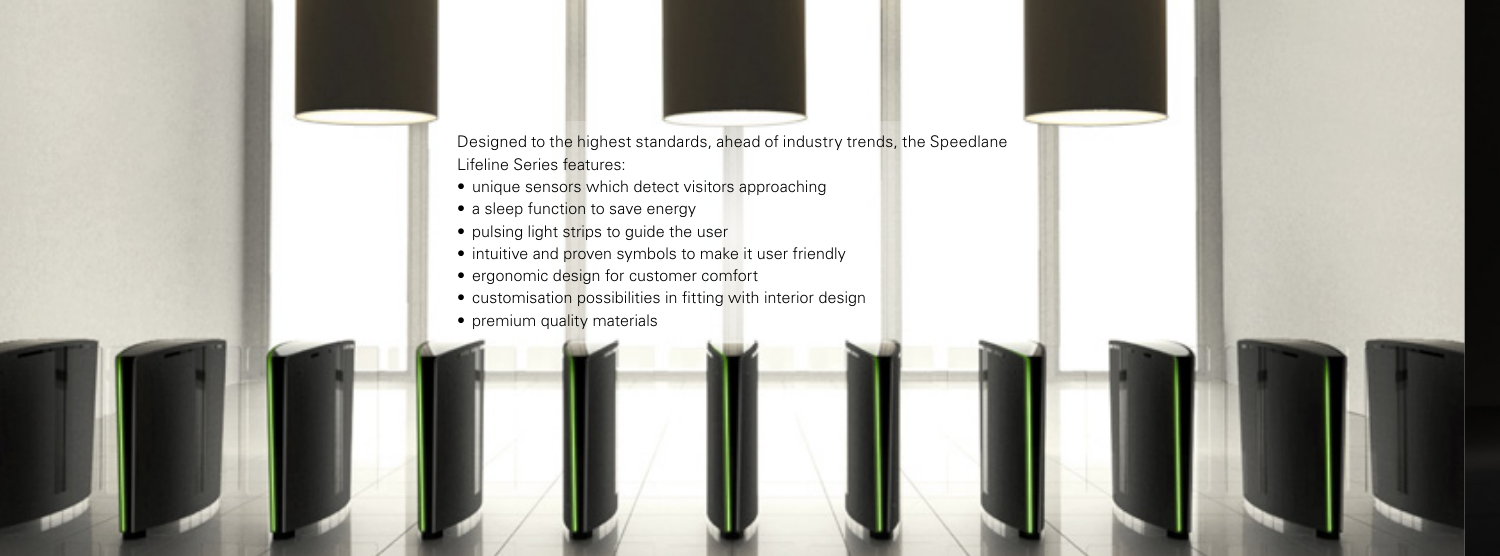Designed to the highest standards, ahead of industry trends, the Speedlane Lifeline Series features:

- unique sensors which detect visitors approaching
- a sleep function to save energy
- pulsing light strips to guide the user
- intuitive and proven symbols to make it user friendly
- ergonomic design for customer comfort
- customisation possibilities in fitting with interior design
- premium quality materials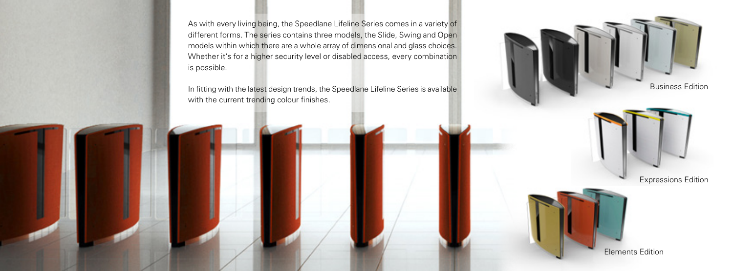As with every living being, the Speedlane Lifeline Series comes in a variety of different forms. The series contains three models, the Slide, Swing and Open models within which there are a whole array of dimensional and glass choices. Whether it's for a higher security level or disabled access, every combination is possible.

In fitting with the latest design trends, the Speedlane Lifeline Series is available with the current trending colour finishes.

Business Edition

Expressions Edition

Elements Edition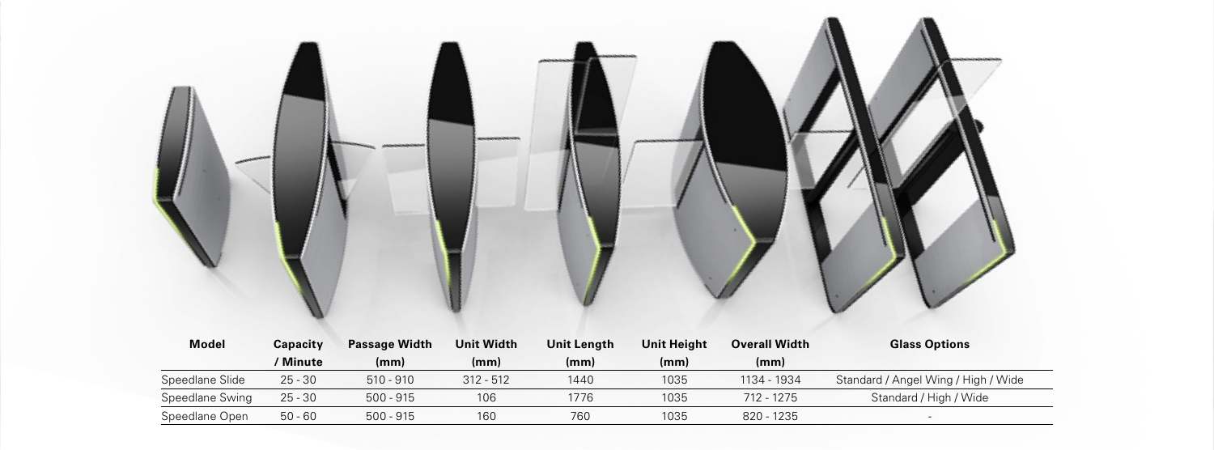| Model | Capacity / Minute | Passage Width (mm) | Unit Width (mm) | Unit Length (mm) | Unit Height (mm) | Overall Width (mm) | Glass Options |
|---|---|---|---|---|---|---|---|
| Speedlane Slide | 25 - 30 | 510 - 910 | 312 - 512 | 1440 | 1035 | 1134 - 1934 | Standard / Angel Wing / High / Wide |
| Speedlane Swing | 25 - 30 | 500 - 915 | 106 | 1776 | 1035 | 712 - 1275 | Standard / High / Wide |
| Speedlane Open | 50 - 60 | 500 - 915 | 160 | 760 | 1035 | 820 - 1235 | - |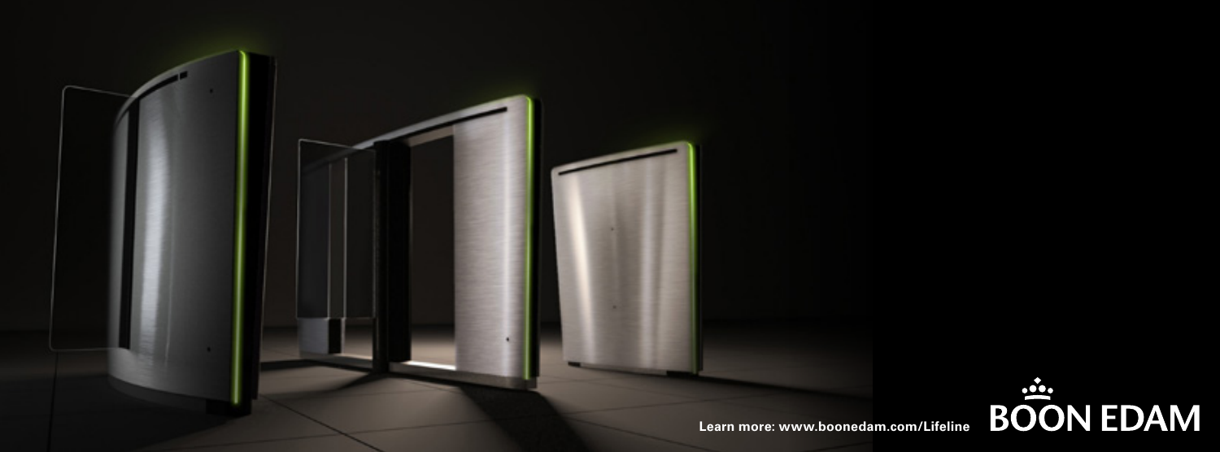Learn more: www.boonedam.com/Lifeline

BOON EDAM